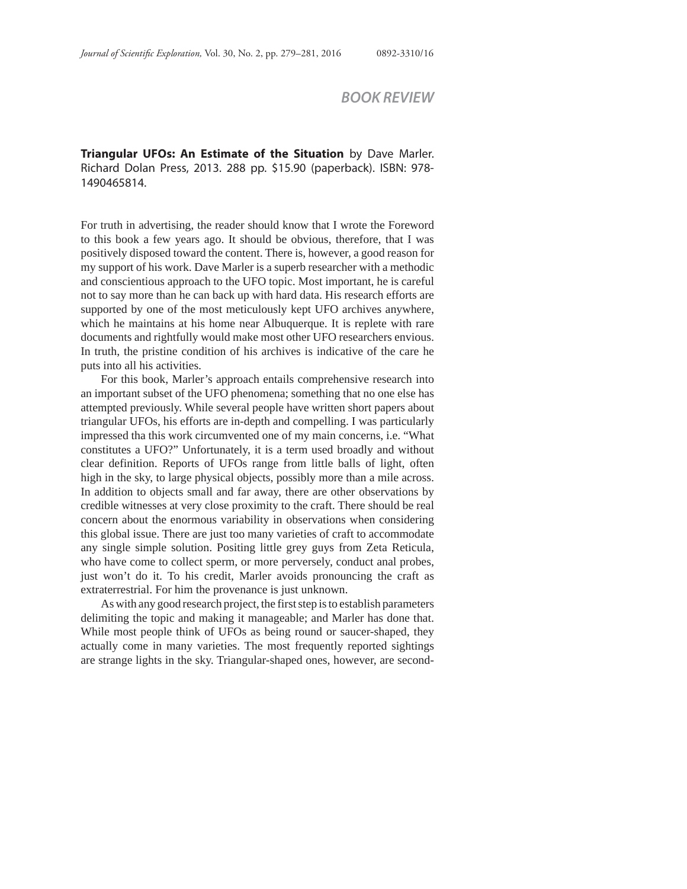## BOOK REVIEW

**Triangular UFOs: An Estimate of the Situation** by Dave Marler. Richard Dolan Press, 2013. 288 pp. $15.90 (paperback). ISBN: 978-1490465814.

For truth in advertising, the reader should know that I wrote the Foreword to this book a few years ago. It should be obvious, therefore, that I was positively disposed toward the content. There is, however, a good reason for my support of his work. Dave Marler is a superb researcher with a methodic and conscientious approach to the UFO topic. Most important, he is careful not to say more than he can back up with hard data. His research efforts are supported by one of the most meticulously kept UFO archives anywhere, which he maintains at his home near Albuquerque. It is replete with rare documents and rightfully would make most other UFO researchers envious. In truth, the pristine condition of his archives is indicative of the care he puts into all his activities.

For this book, Marler's approach entails comprehensive research into an important subset of the UFO phenomena; something that no one else has attempted previously. While several people have written short papers about triangular UFOs, his efforts are in-depth and compelling. I was particularly impressed tha this work circumvented one of my main concerns, i.e. "What constitutes a UFO?" Unfortunately, it is a term used broadly and without clear definition. Reports of UFOs range from little balls of light, often high in the sky, to large physical objects, possibly more than a mile across. In addition to objects small and far away, there are other observations by credible witnesses at very close proximity to the craft. There should be real concern about the enormous variability in observations when considering this global issue. There are just too many varieties of craft to accommodate any single simple solution. Positing little grey guys from Zeta Reticula, who have come to collect sperm, or more perversely, conduct anal probes, just won't do it. To his credit, Marler avoids pronouncing the craft as extraterrestrial. For him the provenance is just unknown.

As with any good research project, the first step is to establish parameters delimiting the topic and making it manageable; and Marler has done that. While most people think of UFOs as being round or saucer-shaped, they actually come in many varieties. The most frequently reported sightings are strange lights in the sky. Triangular-shaped ones, however, are second-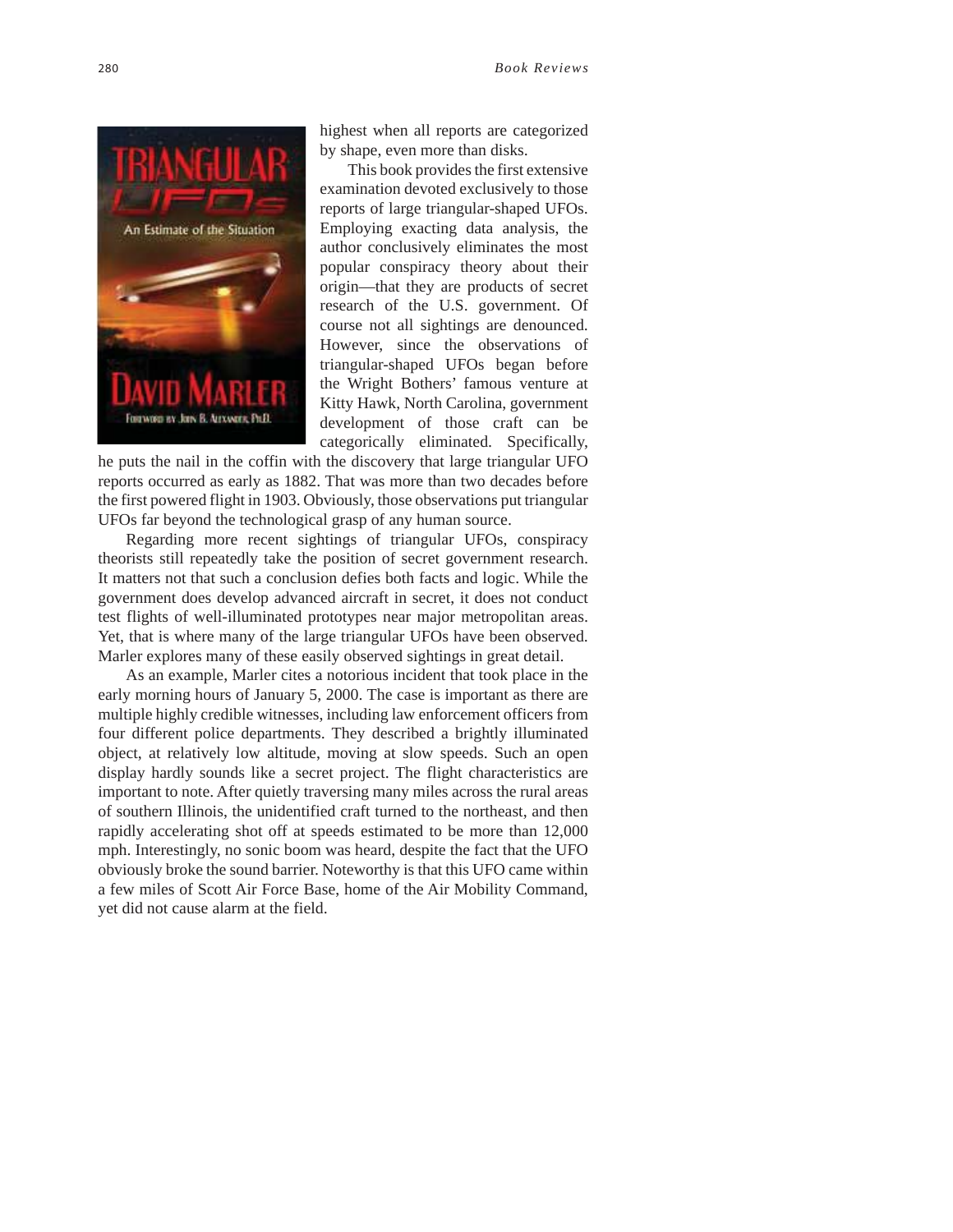highest when all reports are categorized by shape, even more than disks.

This book provides the first extensive examination devoted exclusively to those reports of large triangular-shaped UFOs. Employing exacting data analysis, the author conclusively eliminates the most popular conspiracy theory about their origin—that they are products of secret research of the U.S. government. Of course not all sightings are denounced. However, since the observations of triangular-shaped UFOs began before the Wright Bothers' famous venture at Kitty Hawk, North Carolina, government development of those craft can be categorically eliminated. Specifically, he puts the nail in the coffin with the discovery that large triangular UFO reports occurred as early as 1882. That was more than two decades before the first powered flight in 1903. Obviously, those observations put triangular UFOs far beyond the technological grasp of any human source.

Regarding more recent sightings of triangular UFOs, conspiracy theorists still repeatedly take the position of secret government research. It matters not that such a conclusion defies both facts and logic. While the government does develop advanced aircraft in secret, it does not conduct test flights of well-illuminated prototypes near major metropolitan areas. Yet, that is where many of the large triangular UFOs have been observed. Marler explores many of these easily observed sightings in great detail.

As an example, Marler cites a notorious incident that took place in the early morning hours of January 5, 2000. The case is important as there are multiple highly credible witnesses, including law enforcement officers from four different police departments. They described a brightly illuminated object, at relatively low altitude, moving at slow speeds. Such an open display hardly sounds like a secret project. The flight characteristics are important to note. After quietly traversing many miles across the rural areas of southern Illinois, the unidentified craft turned to the northeast, and then rapidly accelerating shot off at speeds estimated to be more than 12,000 mph. Interestingly, no sonic boom was heard, despite the fact that the UFO obviously broke the sound barrier. Noteworthy is that this UFO came within a few miles of Scott Air Force Base, home of the Air Mobility Command, yet did not cause alarm at the field.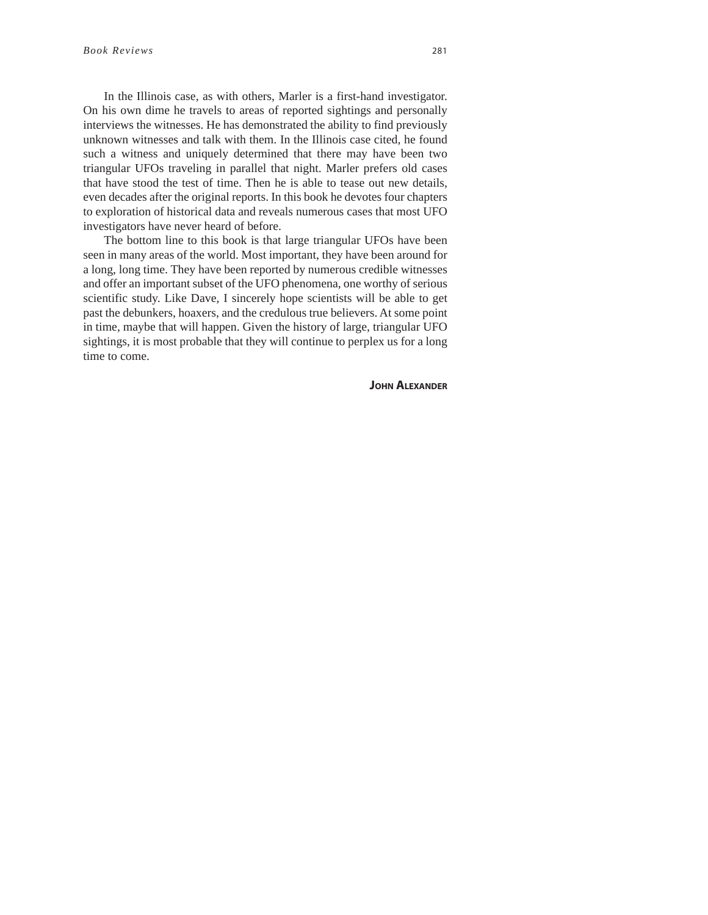In the Illinois case, as with others, Marler is a first-hand investigator. On his own dime he travels to areas of reported sightings and personally interviews the witnesses. He has demonstrated the ability to find previously unknown witnesses and talk with them. In the Illinois case cited, he found such a witness and uniquely determined that there may have been two triangular UFOs traveling in parallel that night. Marler prefers old cases that have stood the test of time. Then he is able to tease out new details, even decades after the original reports. In this book he devotes four chapters to exploration of historical data and reveals numerous cases that most UFO investigators have never heard of before.

The bottom line to this book is that large triangular UFOs have been seen in many areas of the world. Most important, they have been around for a long, long time. They have been reported by numerous credible witnesses and offer an important subset of the UFO phenomena, one worthy of serious scientific study. Like Dave, I sincerely hope scientists will be able to get past the debunkers, hoaxers, and the credulous true believers. At some point in time, maybe that will happen. Given the history of large, triangular UFO sightings, it is most probable that they will continue to perplex us for a long time to come.

**John Alexander**